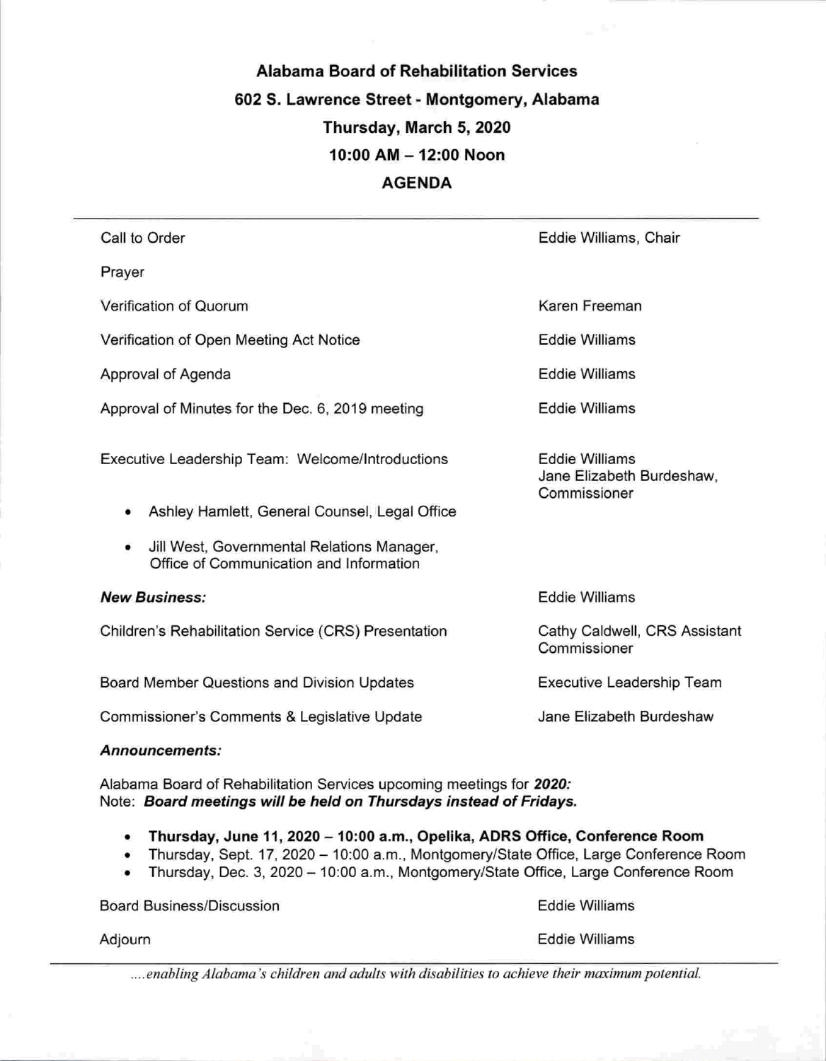# Alabama Board of Rehabilitation Services

## 602 S. Lawrence Street - Montgomery, Alabama

## Thursday, March 5, 2020

## 10:00 AM – 12:00 Noon

## AGENDA

---

| Item | Presenter |
| --- | --- |
| Call to Order | Eddie Williams, Chair |
| Prayer | |
| Verification of Quorum | Karen Freeman |
| Verification of Open Meeting Act Notice | Eddie Williams |
| Approval of Agenda | Eddie Williams |
| Approval of Minutes for the Dec. 6, 2019 meeting | Eddie Williams |
| Executive Leadership Team: Welcome/Introductions<br>• Ashley Hamlett, General Counsel, Legal Office<br>• Jill West, Governmental Relations Manager, Office of Communication and Information | Eddie Williams<br>Jane Elizabeth Burdeshaw, Commissioner |
| ***New Business:*** | Eddie Williams |
| Children's Rehabilitation Service (CRS) Presentation | Cathy Caldwell, CRS Assistant Commissioner |
| Board Member Questions and Division Updates | Executive Leadership Team |
| Commissioner's Comments & Legislative Update | Jane Elizabeth Burdeshaw |

***Announcements:***

Alabama Board of Rehabilitation Services upcoming meetings for ***2020:***
Note: ***Board meetings will be held on Thursdays instead of Fridays.***

- **Thursday, June 11, 2020 – 10:00 a.m., Opelika, ADRS Office, Conference Room**
- Thursday, Sept. 17, 2020 – 10:00 a.m., Montgomery/State Office, Large Conference Room
- Thursday, Dec. 3, 2020 – 10:00 a.m., Montgomery/State Office, Large Conference Room

| Item | Presenter |
| --- | --- |
| Board Business/Discussion | Eddie Williams |
| Adjourn | Eddie Williams |

---

*....enabling Alabama's children and adults with disabilities to achieve their maximum potential.*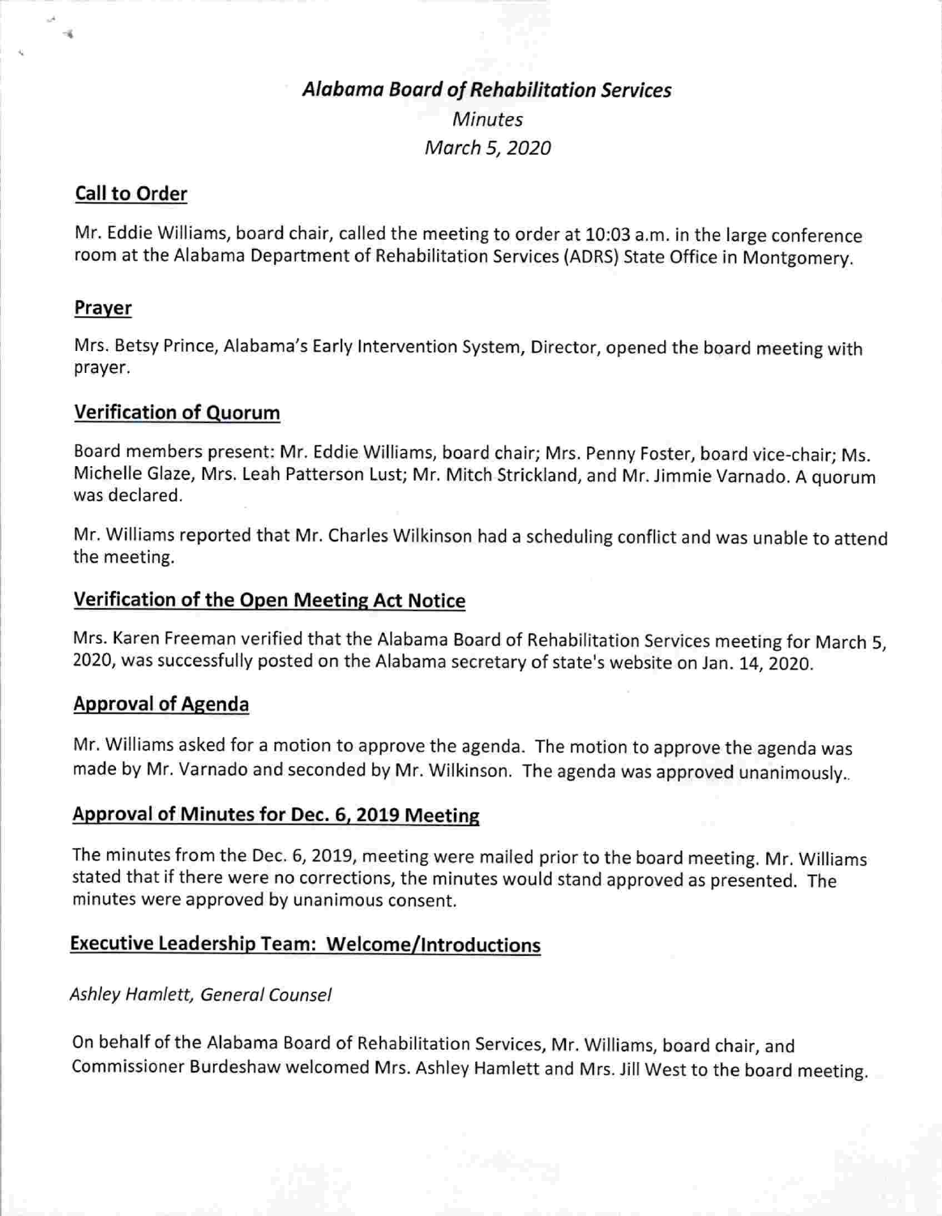# *Alabama Board of Rehabilitation Services*

*Minutes*

*March 5, 2020*

## Call to Order

Mr. Eddie Williams, board chair, called the meeting to order at 10:03 a.m. in the large conference room at the Alabama Department of Rehabilitation Services (ADRS) State Office in Montgomery.

## Prayer

Mrs. Betsy Prince, Alabama's Early Intervention System, Director, opened the board meeting with prayer.

## Verification of Quorum

Board members present: Mr. Eddie Williams, board chair; Mrs. Penny Foster, board vice-chair; Ms. Michelle Glaze, Mrs. Leah Patterson Lust; Mr. Mitch Strickland, and Mr. Jimmie Varnado. A quorum was declared.

Mr. Williams reported that Mr. Charles Wilkinson had a scheduling conflict and was unable to attend the meeting.

## Verification of the Open Meeting Act Notice

Mrs. Karen Freeman verified that the Alabama Board of Rehabilitation Services meeting for March 5, 2020, was successfully posted on the Alabama secretary of state's website on Jan. 14, 2020.

## Approval of Agenda

Mr. Williams asked for a motion to approve the agenda. The motion to approve the agenda was made by Mr. Varnado and seconded by Mr. Wilkinson. The agenda was approved unanimously.

## Approval of Minutes for Dec. 6, 2019 Meeting

The minutes from the Dec. 6, 2019, meeting were mailed prior to the board meeting. Mr. Williams stated that if there were no corrections, the minutes would stand approved as presented. The minutes were approved by unanimous consent.

## Executive Leadership Team: Welcome/Introductions

*Ashley Hamlett, General Counsel*

On behalf of the Alabama Board of Rehabilitation Services, Mr. Williams, board chair, and Commissioner Burdeshaw welcomed Mrs. Ashley Hamlett and Mrs. Jill West to the board meeting.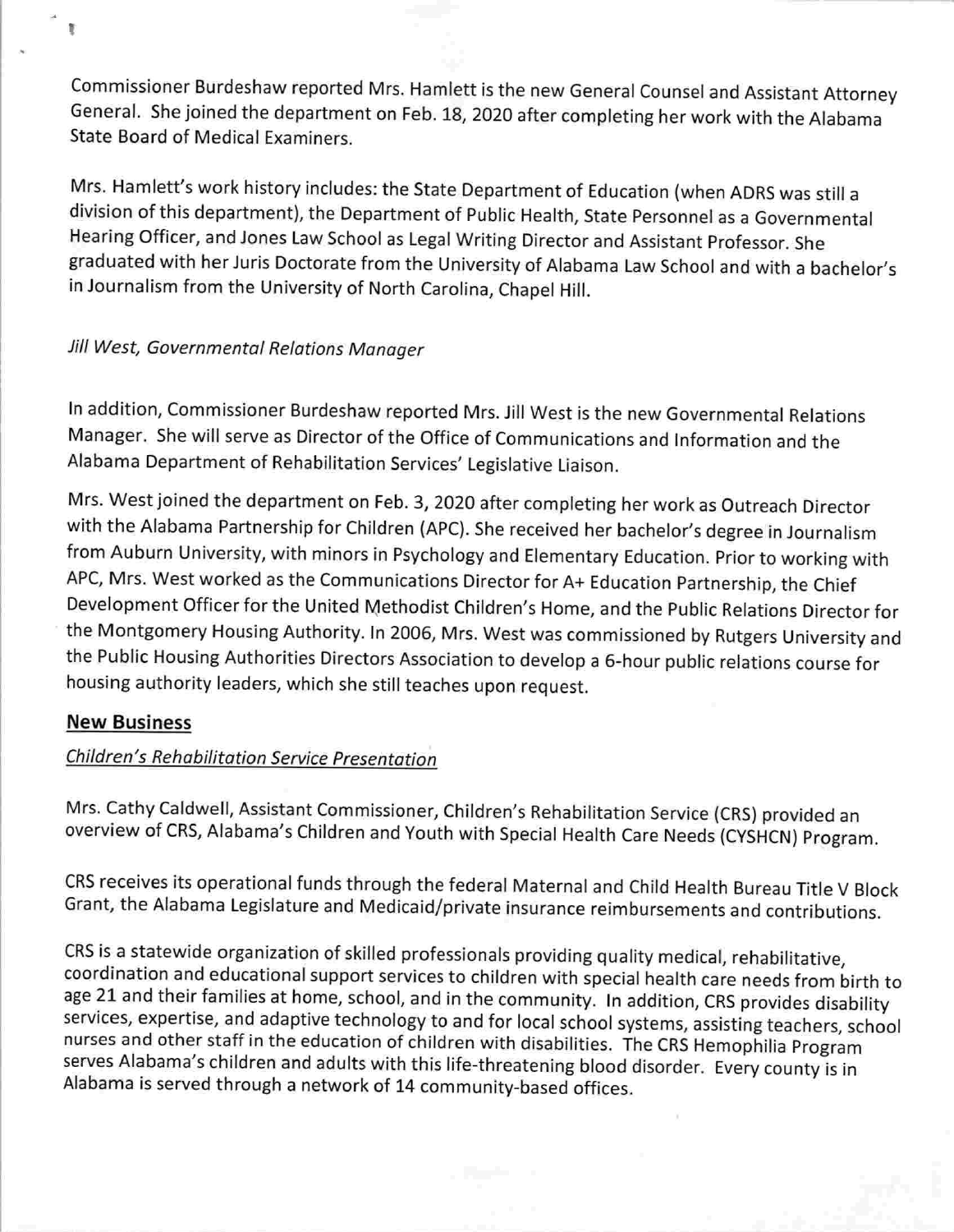Commissioner Burdeshaw reported Mrs. Hamlett is the new General Counsel and Assistant Attorney General. She joined the department on Feb. 18, 2020 after completing her work with the Alabama State Board of Medical Examiners.

Mrs. Hamlett's work history includes: the State Department of Education (when ADRS was still a division of this department), the Department of Public Health, State Personnel as a Governmental Hearing Officer, and Jones Law School as Legal Writing Director and Assistant Professor. She graduated with her Juris Doctorate from the University of Alabama Law School and with a bachelor's in Journalism from the University of North Carolina, Chapel Hill.

*Jill West, Governmental Relations Manager*

In addition, Commissioner Burdeshaw reported Mrs. Jill West is the new Governmental Relations Manager. She will serve as Director of the Office of Communications and Information and the Alabama Department of Rehabilitation Services' Legislative Liaison.

Mrs. West joined the department on Feb. 3, 2020 after completing her work as Outreach Director with the Alabama Partnership for Children (APC). She received her bachelor's degree in Journalism from Auburn University, with minors in Psychology and Elementary Education. Prior to working with APC, Mrs. West worked as the Communications Director for A+ Education Partnership, the Chief Development Officer for the United Methodist Children's Home, and the Public Relations Director for the Montgomery Housing Authority. In 2006, Mrs. West was commissioned by Rutgers University and the Public Housing Authorities Directors Association to develop a 6-hour public relations course for housing authority leaders, which she still teaches upon request.

## New Business

*Children's Rehabilitation Service Presentation*

Mrs. Cathy Caldwell, Assistant Commissioner, Children's Rehabilitation Service (CRS) provided an overview of CRS, Alabama's Children and Youth with Special Health Care Needs (CYSHCN) Program.

CRS receives its operational funds through the federal Maternal and Child Health Bureau Title V Block Grant, the Alabama Legislature and Medicaid/private insurance reimbursements and contributions.

CRS is a statewide organization of skilled professionals providing quality medical, rehabilitative, coordination and educational support services to children with special health care needs from birth to age 21 and their families at home, school, and in the community. In addition, CRS provides disability services, expertise, and adaptive technology to and for local school systems, assisting teachers, school nurses and other staff in the education of children with disabilities. The CRS Hemophilia Program serves Alabama's children and adults with this life-threatening blood disorder. Every county is in Alabama is served through a network of 14 community-based offices.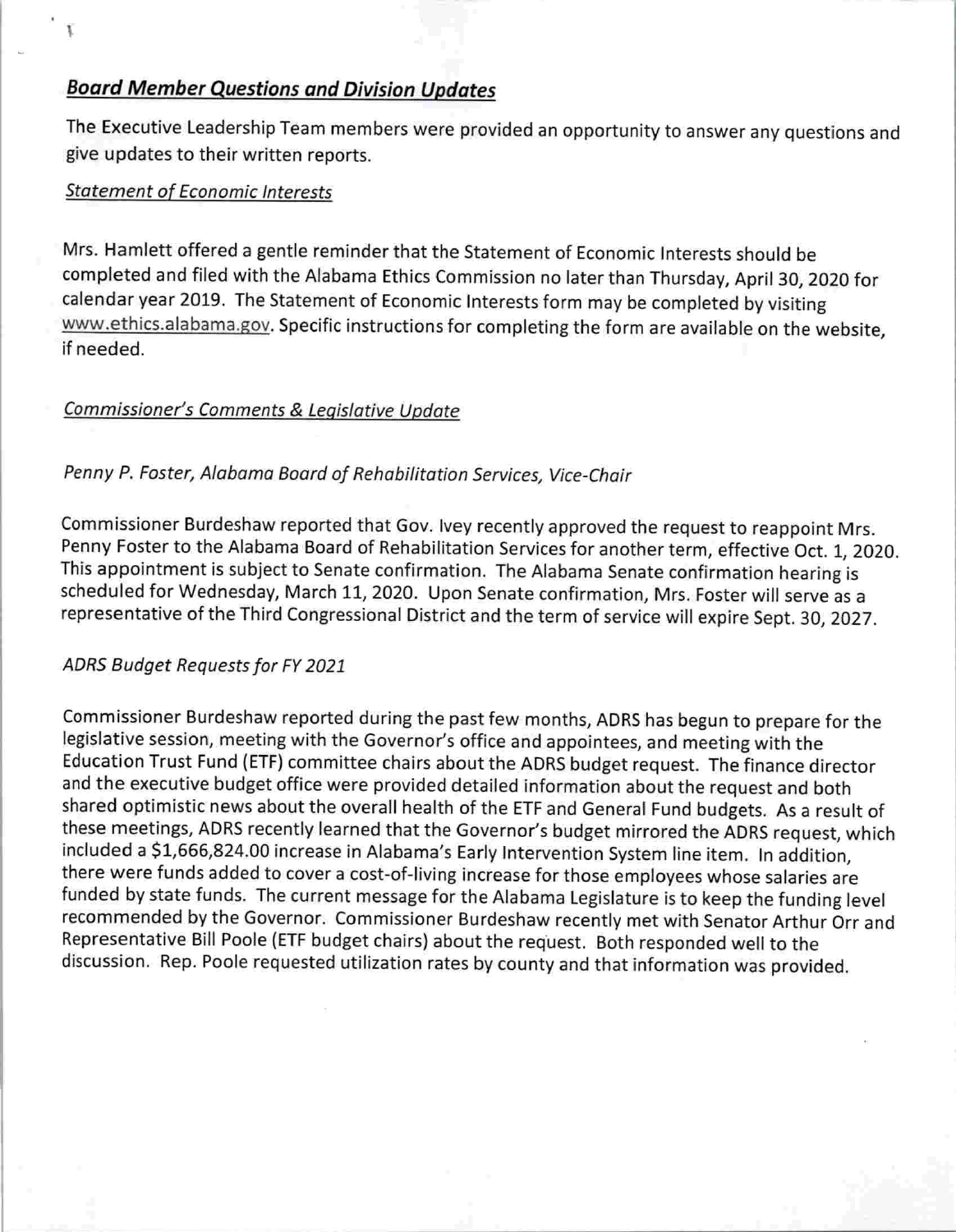## ***Board Member Questions and Division Updates***

The Executive Leadership Team members were provided an opportunity to answer any questions and give updates to their written reports.

*Statement of Economic Interests*

Mrs. Hamlett offered a gentle reminder that the Statement of Economic Interests should be completed and filed with the Alabama Ethics Commission no later than Thursday, April 30, 2020 for calendar year 2019. The Statement of Economic Interests form may be completed by visiting www.ethics.alabama.gov. Specific instructions for completing the form are available on the website, if needed.

*Commissioner's Comments & Legislative Update*

*Penny P. Foster, Alabama Board of Rehabilitation Services, Vice-Chair*

Commissioner Burdeshaw reported that Gov. Ivey recently approved the request to reappoint Mrs. Penny Foster to the Alabama Board of Rehabilitation Services for another term, effective Oct. 1, 2020. This appointment is subject to Senate confirmation. The Alabama Senate confirmation hearing is scheduled for Wednesday, March 11, 2020. Upon Senate confirmation, Mrs. Foster will serve as a representative of the Third Congressional District and the term of service will expire Sept. 30, 2027.

*ADRS Budget Requests for FY 2021*

Commissioner Burdeshaw reported during the past few months, ADRS has begun to prepare for the legislative session, meeting with the Governor's office and appointees, and meeting with the Education Trust Fund (ETF) committee chairs about the ADRS budget request. The finance director and the executive budget office were provided detailed information about the request and both shared optimistic news about the overall health of the ETF and General Fund budgets. As a result of these meetings, ADRS recently learned that the Governor's budget mirrored the ADRS request, which included a $1,666,824.00 increase in Alabama's Early Intervention System line item. In addition, there were funds added to cover a cost-of-living increase for those employees whose salaries are funded by state funds. The current message for the Alabama Legislature is to keep the funding level recommended by the Governor. Commissioner Burdeshaw recently met with Senator Arthur Orr and Representative Bill Poole (ETF budget chairs) about the request. Both responded well to the discussion. Rep. Poole requested utilization rates by county and that information was provided.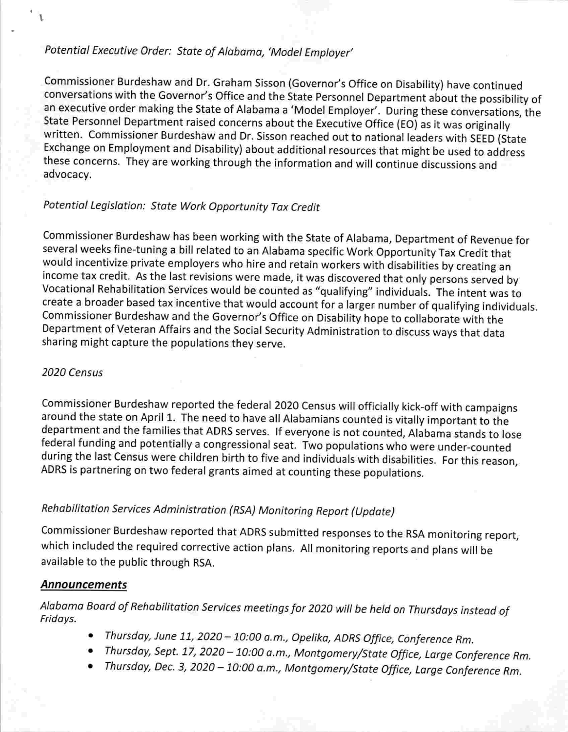*Potential Executive Order: State of Alabama, 'Model Employer'*

Commissioner Burdeshaw and Dr. Graham Sisson (Governor's Office on Disability) have continued conversations with the Governor's Office and the State Personnel Department about the possibility of an executive order making the State of Alabama a 'Model Employer'. During these conversations, the State Personnel Department raised concerns about the Executive Office (EO) as it was originally written. Commissioner Burdeshaw and Dr. Sisson reached out to national leaders with SEED (State Exchange on Employment and Disability) about additional resources that might be used to address these concerns. They are working through the information and will continue discussions and advocacy.

*Potential Legislation: State Work Opportunity Tax Credit*

Commissioner Burdeshaw has been working with the State of Alabama, Department of Revenue for several weeks fine-tuning a bill related to an Alabama specific Work Opportunity Tax Credit that would incentivize private employers who hire and retain workers with disabilities by creating an income tax credit. As the last revisions were made, it was discovered that only persons served by Vocational Rehabilitation Services would be counted as "qualifying" individuals. The intent was to create a broader based tax incentive that would account for a larger number of qualifying individuals. Commissioner Burdeshaw and the Governor's Office on Disability hope to collaborate with the Department of Veteran Affairs and the Social Security Administration to discuss ways that data sharing might capture the populations they serve.

*2020 Census*

Commissioner Burdeshaw reported the federal 2020 Census will officially kick-off with campaigns around the state on April 1. The need to have all Alabamians counted is vitally important to the department and the families that ADRS serves. If everyone is not counted, Alabama stands to lose federal funding and potentially a congressional seat. Two populations who were under-counted during the last Census were children birth to five and individuals with disabilities. For this reason, ADRS is partnering on two federal grants aimed at counting these populations.

*Rehabilitation Services Administration (RSA) Monitoring Report (Update)*

Commissioner Burdeshaw reported that ADRS submitted responses to the RSA monitoring report, which included the required corrective action plans. All monitoring reports and plans will be available to the public through RSA.

## ***Announcements***

*Alabama Board of Rehabilitation Services meetings for 2020 will be held on Thursdays instead of Fridays.*

- *Thursday, June 11, 2020 – 10:00 a.m., Opelika, ADRS Office, Conference Rm.*
- *Thursday, Sept. 17, 2020 – 10:00 a.m., Montgomery/State Office, Large Conference Rm.*
- *Thursday, Dec. 3, 2020 – 10:00 a.m., Montgomery/State Office, Large Conference Rm.*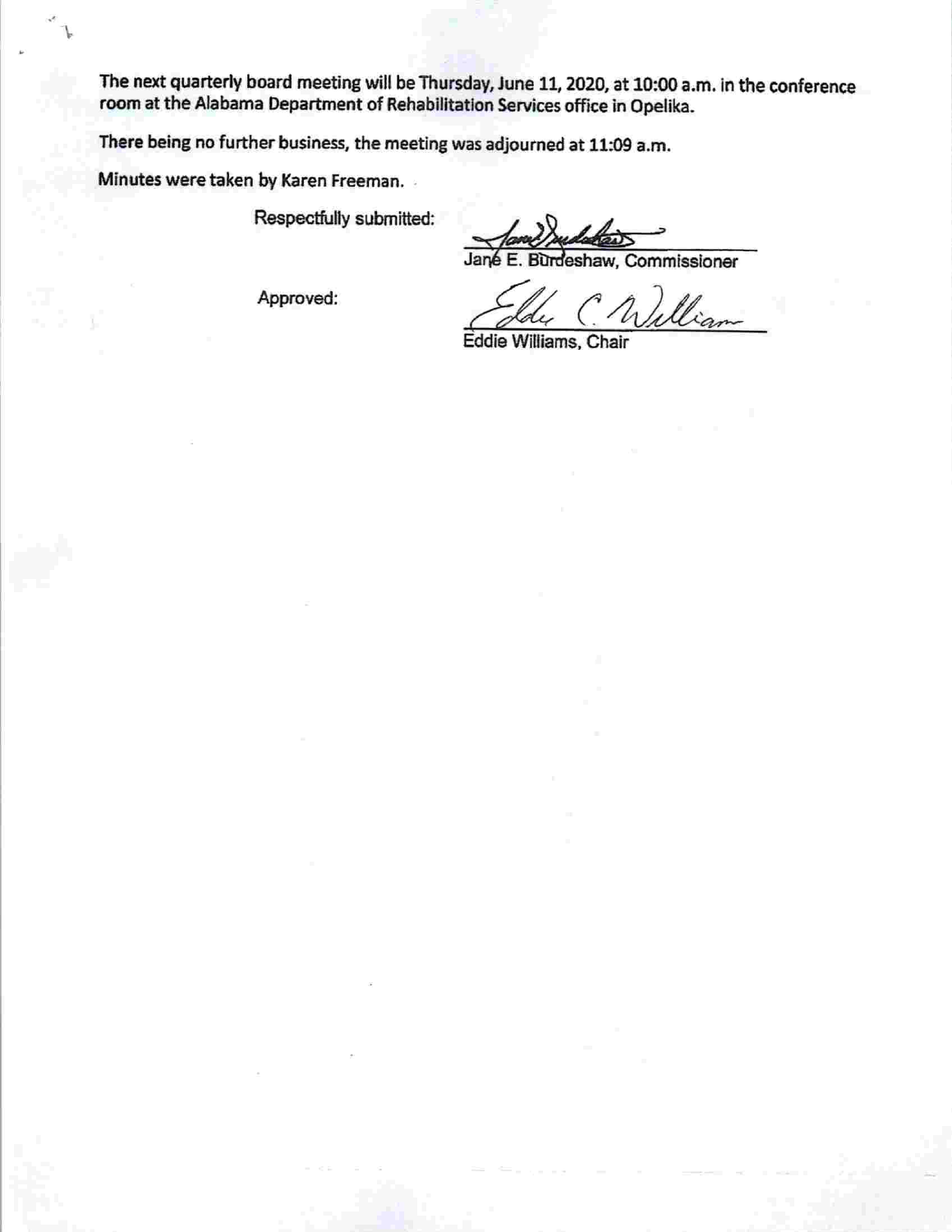The next quarterly board meeting will be Thursday, June 11, 2020, at 10:00 a.m. in the conference room at the Alabama Department of Rehabilitation Services office in Opelika.

There being no further business, the meeting was adjourned at 11:09 a.m.

Minutes were taken by Karen Freeman.

Respectfully submitted:

Jane E. Burdeshaw, Commissioner

Approved:

Eddie Williams, Chair